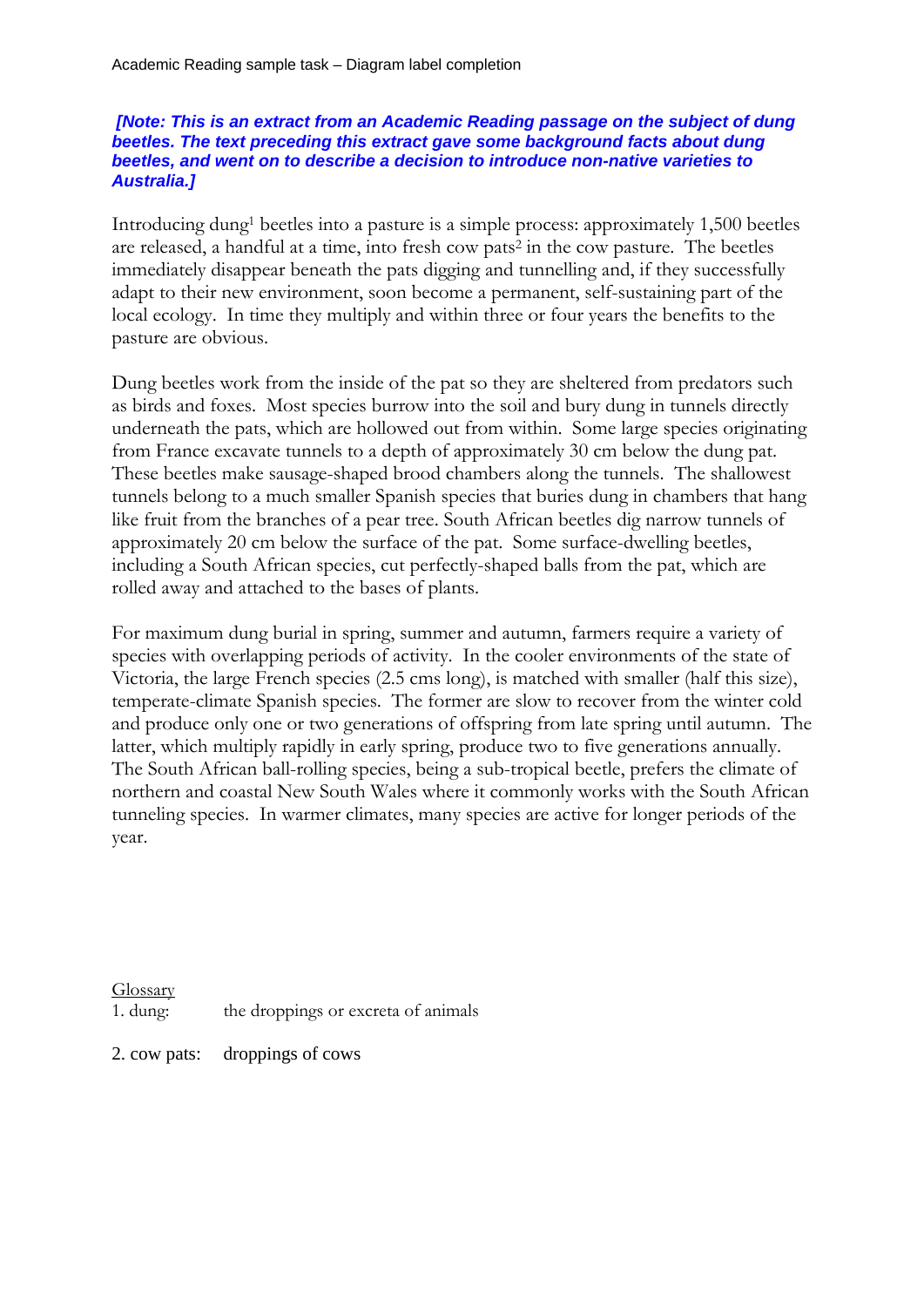Academic Reading sample task – Diagram label completion

***[Note: This is an extract from an Academic Reading passage on the subject of dung beetles. The text preceding this extract gave some background facts about dung beetles, and went on to describe a decision to introduce non-native varieties to Australia.]***

Introducing dung[1] beetles into a pasture is a simple process: approximately 1,500 beetles are released, a handful at a time, into fresh cow pats[2] in the cow pasture. The beetles immediately disappear beneath the pats digging and tunnelling and, if they successfully adapt to their new environment, soon become a permanent, self-sustaining part of the local ecology. In time they multiply and within three or four years the benefits to the pasture are obvious.

Dung beetles work from the inside of the pat so they are sheltered from predators such as birds and foxes. Most species burrow into the soil and bury dung in tunnels directly underneath the pats, which are hollowed out from within. Some large species originating from France excavate tunnels to a depth of approximately 30 cm below the dung pat. These beetles make sausage-shaped brood chambers along the tunnels. The shallowest tunnels belong to a much smaller Spanish species that buries dung in chambers that hang like fruit from the branches of a pear tree. South African beetles dig narrow tunnels of approximately 20 cm below the surface of the pat. Some surface-dwelling beetles, including a South African species, cut perfectly-shaped balls from the pat, which are rolled away and attached to the bases of plants.

For maximum dung burial in spring, summer and autumn, farmers require a variety of species with overlapping periods of activity. In the cooler environments of the state of Victoria, the large French species (2.5 cms long), is matched with smaller (half this size), temperate-climate Spanish species. The former are slow to recover from the winter cold and produce only one or two generations of offspring from late spring until autumn. The latter, which multiply rapidly in early spring, produce two to five generations annually. The South African ball-rolling species, being a sub-tropical beetle, prefers the climate of northern and coastal New South Wales where it commonly works with the South African tunneling species. In warmer climates, many species are active for longer periods of the year.

Glossary

1. dung: the droppings or excreta of animals

2. cow pats: droppings of cows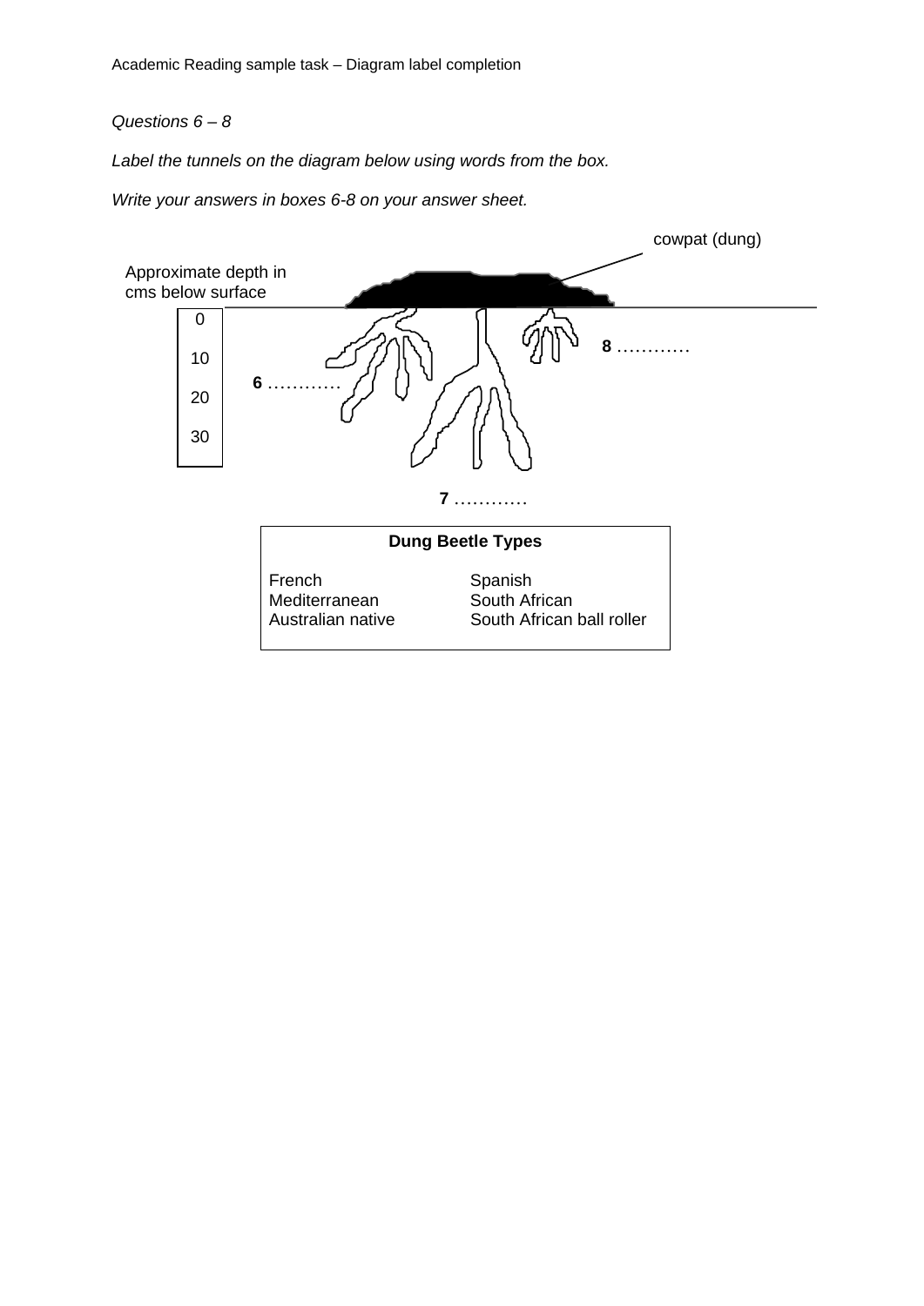Academic Reading sample task – Diagram label completion

*Questions 6 – 8*

*Label the tunnels on the diagram below using words from the box.*

*Write your answers in boxes 6-8 on your answer sheet.*

cowpat (dung)

Approximate depth in cms below surface

0

10

20

30

**8** …………

**6** …………

**7** …………

| Dung Beetle Types | |
|---|---|
| French | Spanish |
| Mediterranean | South African |
| Australian native | South African ball roller |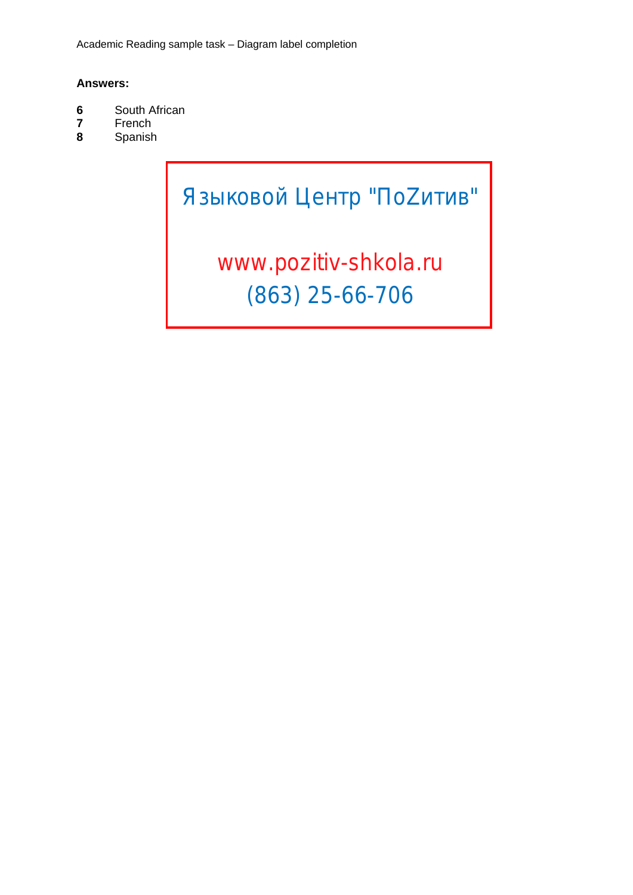**Answers:**

**6** South African
**7** French
**8** Spanish

Языковой Центр "ПоZитив"

www.pozitiv-shkola.ru
(863) 25-66-706